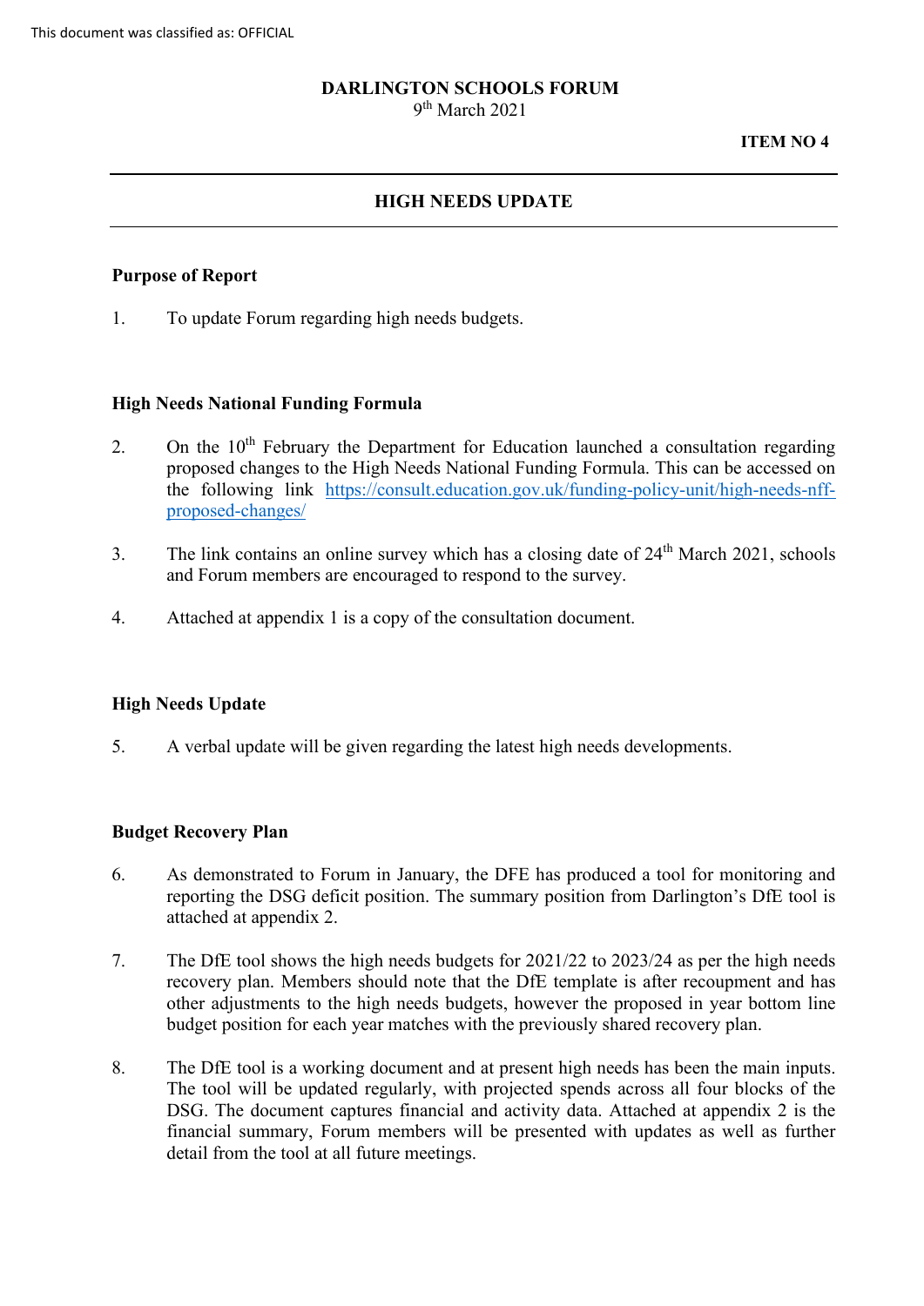This document was classified as: OFFICIAL

**DARLINGTON SCHOOLS FORUM**
9th March 2021

**ITEM NO 4**

---

## HIGH NEEDS UPDATE

---

### Purpose of Report

1. To update Forum regarding high needs budgets.

### High Needs National Funding Formula

2. On the 10th February the Department for Education launched a consultation regarding proposed changes to the High Needs National Funding Formula. This can be accessed on the following link https://consult.education.gov.uk/funding-policy-unit/high-needs-nff-proposed-changes/

3. The link contains an online survey which has a closing date of 24th March 2021, schools and Forum members are encouraged to respond to the survey.

4. Attached at appendix 1 is a copy of the consultation document.

### High Needs Update

5. A verbal update will be given regarding the latest high needs developments.

### Budget Recovery Plan

6. As demonstrated to Forum in January, the DFE has produced a tool for monitoring and reporting the DSG deficit position. The summary position from Darlington's DfE tool is attached at appendix 2.

7. The DfE tool shows the high needs budgets for 2021/22 to 2023/24 as per the high needs recovery plan. Members should note that the DfE template is after recoupment and has other adjustments to the high needs budgets, however the proposed in year bottom line budget position for each year matches with the previously shared recovery plan.

8. The DfE tool is a working document and at present high needs has been the main inputs. The tool will be updated regularly, with projected spends across all four blocks of the DSG. The document captures financial and activity data. Attached at appendix 2 is the financial summary, Forum members will be presented with updates as well as further detail from the tool at all future meetings.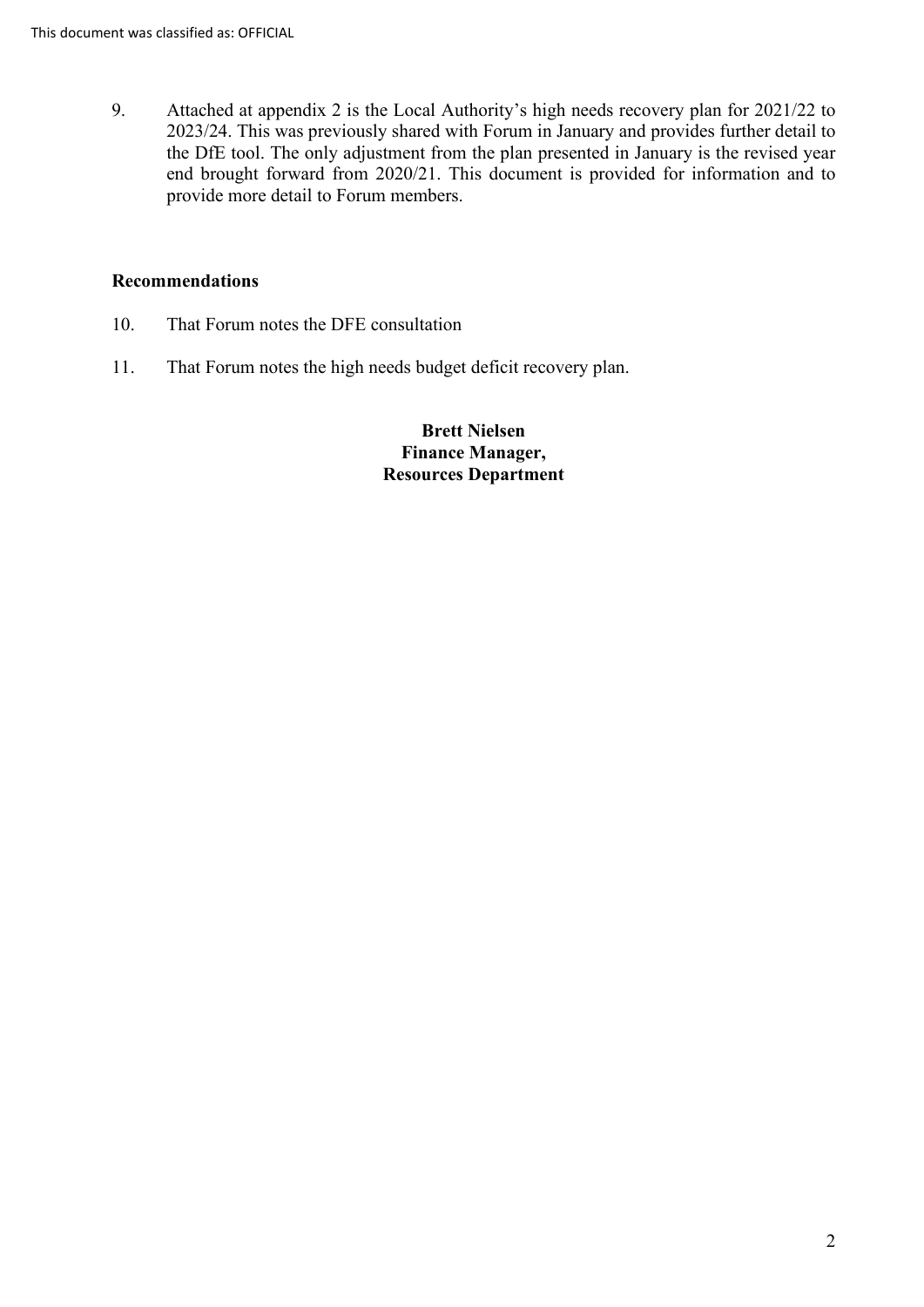9. Attached at appendix 2 is the Local Authority's high needs recovery plan for 2021/22 to 2023/24. This was previously shared with Forum in January and provides further detail to the DfE tool. The only adjustment from the plan presented in January is the revised year end brought forward from 2020/21. This document is provided for information and to provide more detail to Forum members.

## Recommendations

10. That Forum notes the DFE consultation

11. That Forum notes the high needs budget deficit recovery plan.

**Brett Nielsen**
**Finance Manager,**
**Resources Department**